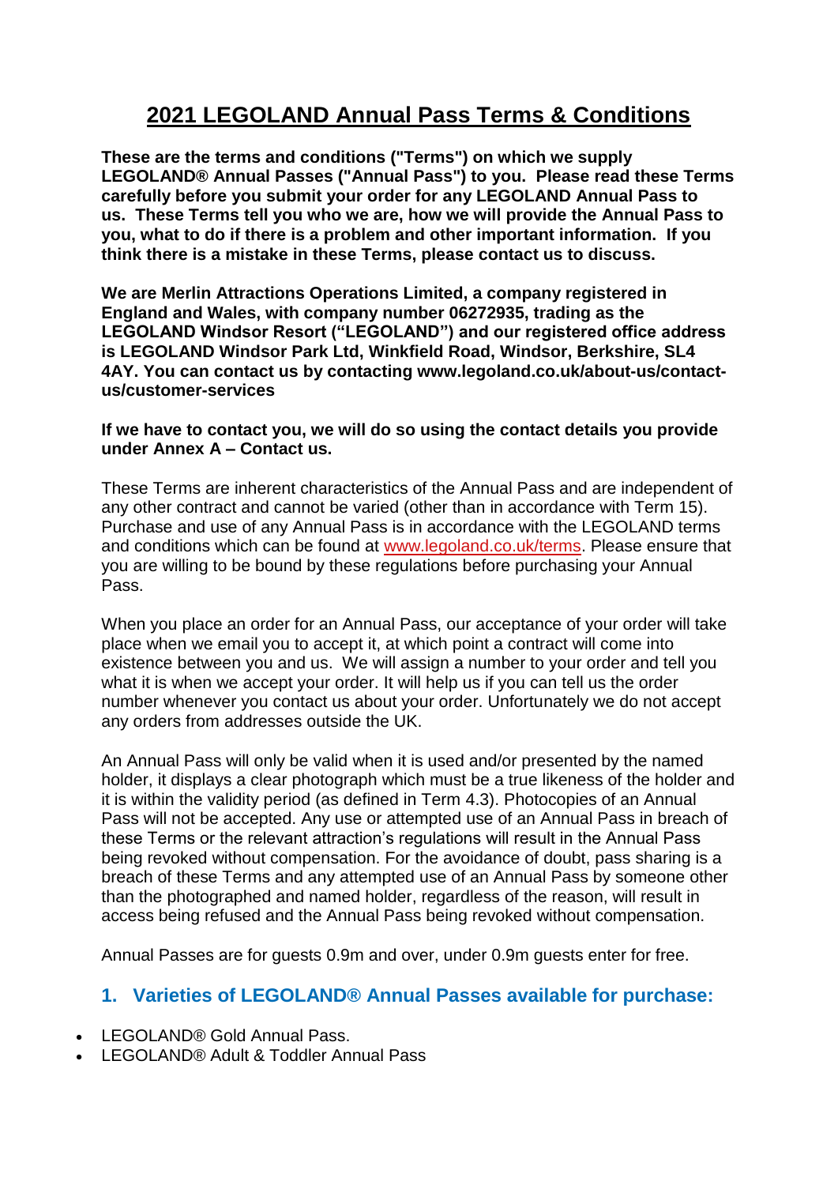# 2021 LEGOLAND Annual Pass Terms & Conditions

**These are the terms and conditions ("Terms") on which we supply LEGOLAND® Annual Passes ("Annual Pass") to you. Please read these Terms carefully before you submit your order for any LEGOLAND Annual Pass to us. These Terms tell you who we are, how we will provide the Annual Pass to you, what to do if there is a problem and other important information. If you think there is a mistake in these Terms, please contact us to discuss.**

**We are Merlin Attractions Operations Limited, a company registered in England and Wales, with company number 06272935, trading as the LEGOLAND Windsor Resort ("LEGOLAND") and our registered office address is LEGOLAND Windsor Park Ltd, Winkfield Road, Windsor, Berkshire, SL4 4AY. You can contact us by contacting www.legoland.co.uk/about-us/contact-us/customer-services**

**If we have to contact you, we will do so using the contact details you provide under Annex A – Contact us.**

These Terms are inherent characteristics of the Annual Pass and are independent of any other contract and cannot be varied (other than in accordance with Term 15). Purchase and use of any Annual Pass is in accordance with the LEGOLAND terms and conditions which can be found at [www.legoland.co.uk/terms](www.legoland.co.uk/terms). Please ensure that you are willing to be bound by these regulations before purchasing your Annual Pass.

When you place an order for an Annual Pass, our acceptance of your order will take place when we email you to accept it, at which point a contract will come into existence between you and us. We will assign a number to your order and tell you what it is when we accept your order. It will help us if you can tell us the order number whenever you contact us about your order. Unfortunately we do not accept any orders from addresses outside the UK.

An Annual Pass will only be valid when it is used and/or presented by the named holder, it displays a clear photograph which must be a true likeness of the holder and it is within the validity period (as defined in Term 4.3). Photocopies of an Annual Pass will not be accepted. Any use or attempted use of an Annual Pass in breach of these Terms or the relevant attraction's regulations will result in the Annual Pass being revoked without compensation. For the avoidance of doubt, pass sharing is a breach of these Terms and any attempted use of an Annual Pass by someone other than the photographed and named holder, regardless of the reason, will result in access being refused and the Annual Pass being revoked without compensation.

Annual Passes are for guests 0.9m and over, under 0.9m guests enter for free.

## 1. Varieties of LEGOLAND® Annual Passes available for purchase:

- LEGOLAND® Gold Annual Pass.
- LEGOLAND® Adult & Toddler Annual Pass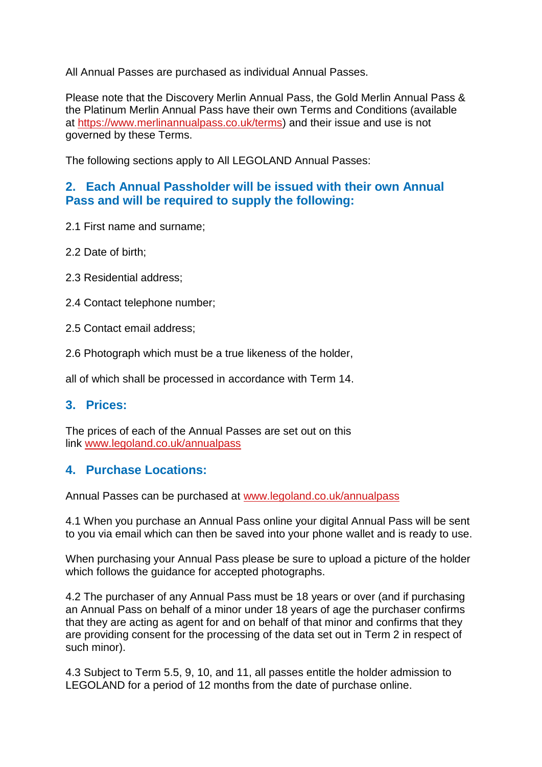All Annual Passes are purchased as individual Annual Passes.

Please note that the Discovery Merlin Annual Pass, the Gold Merlin Annual Pass & the Platinum Merlin Annual Pass have their own Terms and Conditions (available at https://www.merlinannualpass.co.uk/terms) and their issue and use is not governed by these Terms.

The following sections apply to All LEGOLAND Annual Passes:

## 2. Each Annual Passholder will be issued with their own Annual Pass and will be required to supply the following:

2.1 First name and surname;

2.2 Date of birth;

2.3 Residential address;

2.4 Contact telephone number;

2.5 Contact email address;

2.6 Photograph which must be a true likeness of the holder,

all of which shall be processed in accordance with Term 14.

## 3. Prices:

The prices of each of the Annual Passes are set out on this link www.legoland.co.uk/annualpass

## 4. Purchase Locations:

Annual Passes can be purchased at www.legoland.co.uk/annualpass

4.1 When you purchase an Annual Pass online your digital Annual Pass will be sent to you via email which can then be saved into your phone wallet and is ready to use.

When purchasing your Annual Pass please be sure to upload a picture of the holder which follows the guidance for accepted photographs.

4.2 The purchaser of any Annual Pass must be 18 years or over (and if purchasing an Annual Pass on behalf of a minor under 18 years of age the purchaser confirms that they are acting as agent for and on behalf of that minor and confirms that they are providing consent for the processing of the data set out in Term 2 in respect of such minor).

4.3 Subject to Term 5.5, 9, 10, and 11, all passes entitle the holder admission to LEGOLAND for a period of 12 months from the date of purchase online.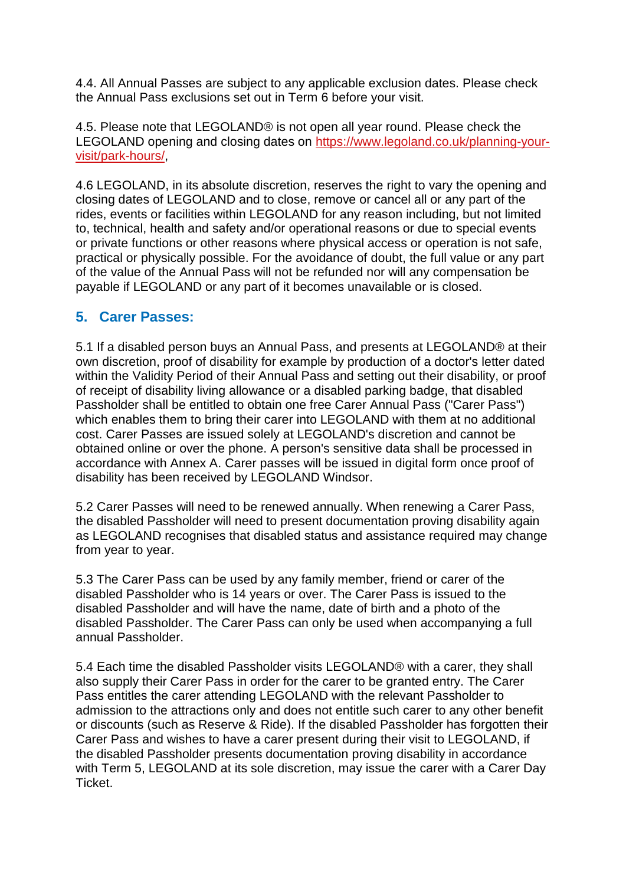4.4. All Annual Passes are subject to any applicable exclusion dates. Please check the Annual Pass exclusions set out in Term 6 before your visit.

4.5. Please note that LEGOLAND® is not open all year round. Please check the LEGOLAND opening and closing dates on https://www.legoland.co.uk/planning-your-visit/park-hours/,

4.6 LEGOLAND, in its absolute discretion, reserves the right to vary the opening and closing dates of LEGOLAND and to close, remove or cancel all or any part of the rides, events or facilities within LEGOLAND for any reason including, but not limited to, technical, health and safety and/or operational reasons or due to special events or private functions or other reasons where physical access or operation is not safe, practical or physically possible. For the avoidance of doubt, the full value or any part of the value of the Annual Pass will not be refunded nor will any compensation be payable if LEGOLAND or any part of it becomes unavailable or is closed.

## 5. Carer Passes:

5.1 If a disabled person buys an Annual Pass, and presents at LEGOLAND® at their own discretion, proof of disability for example by production of a doctor's letter dated within the Validity Period of their Annual Pass and setting out their disability, or proof of receipt of disability living allowance or a disabled parking badge, that disabled Passholder shall be entitled to obtain one free Carer Annual Pass ("Carer Pass") which enables them to bring their carer into LEGOLAND with them at no additional cost. Carer Passes are issued solely at LEGOLAND's discretion and cannot be obtained online or over the phone. A person's sensitive data shall be processed in accordance with Annex A. Carer passes will be issued in digital form once proof of disability has been received by LEGOLAND Windsor.

5.2 Carer Passes will need to be renewed annually. When renewing a Carer Pass, the disabled Passholder will need to present documentation proving disability again as LEGOLAND recognises that disabled status and assistance required may change from year to year.

5.3 The Carer Pass can be used by any family member, friend or carer of the disabled Passholder who is 14 years or over. The Carer Pass is issued to the disabled Passholder and will have the name, date of birth and a photo of the disabled Passholder. The Carer Pass can only be used when accompanying a full annual Passholder.

5.4 Each time the disabled Passholder visits LEGOLAND® with a carer, they shall also supply their Carer Pass in order for the carer to be granted entry. The Carer Pass entitles the carer attending LEGOLAND with the relevant Passholder to admission to the attractions only and does not entitle such carer to any other benefit or discounts (such as Reserve & Ride). If the disabled Passholder has forgotten their Carer Pass and wishes to have a carer present during their visit to LEGOLAND, if the disabled Passholder presents documentation proving disability in accordance with Term 5, LEGOLAND at its sole discretion, may issue the carer with a Carer Day Ticket.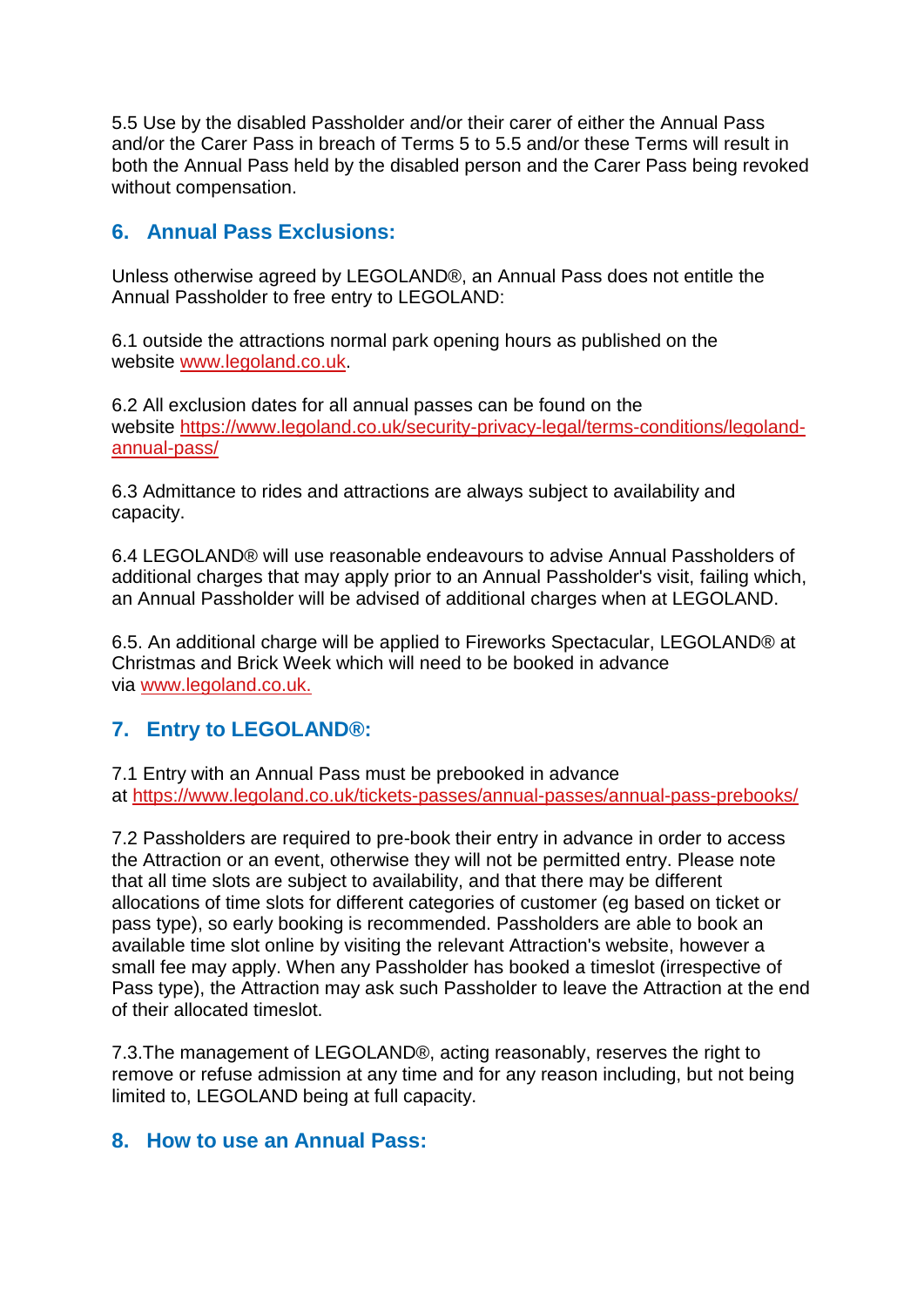5.5 Use by the disabled Passholder and/or their carer of either the Annual Pass and/or the Carer Pass in breach of Terms 5 to 5.5 and/or these Terms will result in both the Annual Pass held by the disabled person and the Carer Pass being revoked without compensation.

## 6. Annual Pass Exclusions:

Unless otherwise agreed by LEGOLAND®, an Annual Pass does not entitle the Annual Passholder to free entry to LEGOLAND:

6.1 outside the attractions normal park opening hours as published on the website www.legoland.co.uk.

6.2 All exclusion dates for all annual passes can be found on the website https://www.legoland.co.uk/security-privacy-legal/terms-conditions/legoland-annual-pass/

6.3 Admittance to rides and attractions are always subject to availability and capacity.

6.4 LEGOLAND® will use reasonable endeavours to advise Annual Passholders of additional charges that may apply prior to an Annual Passholder's visit, failing which, an Annual Passholder will be advised of additional charges when at LEGOLAND.

6.5. An additional charge will be applied to Fireworks Spectacular, LEGOLAND® at Christmas and Brick Week which will need to be booked in advance via www.legoland.co.uk.

## 7. Entry to LEGOLAND®:

7.1 Entry with an Annual Pass must be prebooked in advance at https://www.legoland.co.uk/tickets-passes/annual-passes/annual-pass-prebooks/

7.2 Passholders are required to pre-book their entry in advance in order to access the Attraction or an event, otherwise they will not be permitted entry. Please note that all time slots are subject to availability, and that there may be different allocations of time slots for different categories of customer (eg based on ticket or pass type), so early booking is recommended. Passholders are able to book an available time slot online by visiting the relevant Attraction's website, however a small fee may apply. When any Passholder has booked a timeslot (irrespective of Pass type), the Attraction may ask such Passholder to leave the Attraction at the end of their allocated timeslot.

7.3.The management of LEGOLAND®, acting reasonably, reserves the right to remove or refuse admission at any time and for any reason including, but not being limited to, LEGOLAND being at full capacity.

## 8. How to use an Annual Pass: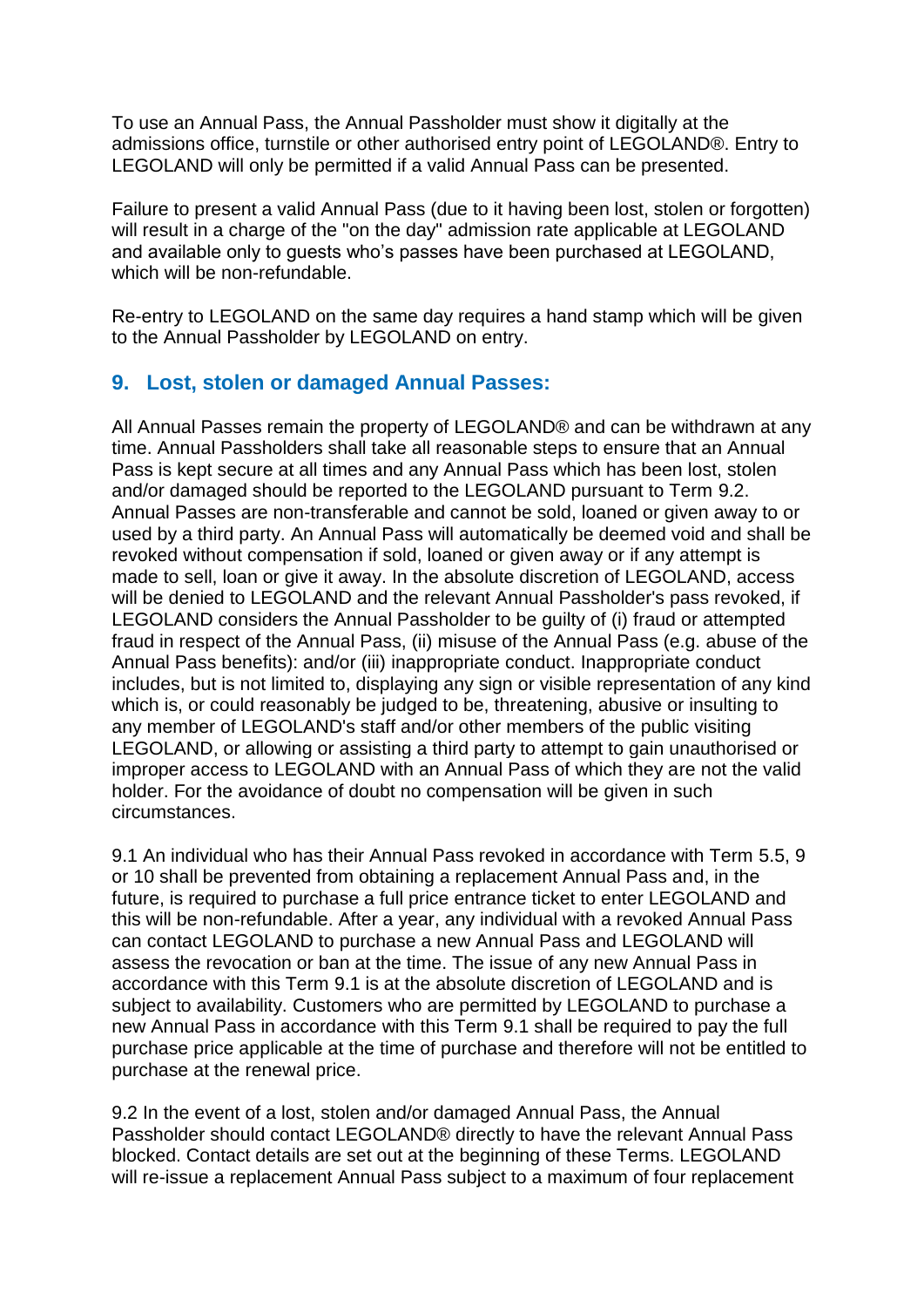To use an Annual Pass, the Annual Passholder must show it digitally at the admissions office, turnstile or other authorised entry point of LEGOLAND®. Entry to LEGOLAND will only be permitted if a valid Annual Pass can be presented.

Failure to present a valid Annual Pass (due to it having been lost, stolen or forgotten) will result in a charge of the "on the day" admission rate applicable at LEGOLAND and available only to guests who's passes have been purchased at LEGOLAND, which will be non-refundable.

Re-entry to LEGOLAND on the same day requires a hand stamp which will be given to the Annual Passholder by LEGOLAND on entry.

## 9. Lost, stolen or damaged Annual Passes:

All Annual Passes remain the property of LEGOLAND® and can be withdrawn at any time. Annual Passholders shall take all reasonable steps to ensure that an Annual Pass is kept secure at all times and any Annual Pass which has been lost, stolen and/or damaged should be reported to the LEGOLAND pursuant to Term 9.2. Annual Passes are non-transferable and cannot be sold, loaned or given away to or used by a third party. An Annual Pass will automatically be deemed void and shall be revoked without compensation if sold, loaned or given away or if any attempt is made to sell, loan or give it away. In the absolute discretion of LEGOLAND, access will be denied to LEGOLAND and the relevant Annual Passholder's pass revoked, if LEGOLAND considers the Annual Passholder to be guilty of (i) fraud or attempted fraud in respect of the Annual Pass, (ii) misuse of the Annual Pass (e.g. abuse of the Annual Pass benefits): and/or (iii) inappropriate conduct. Inappropriate conduct includes, but is not limited to, displaying any sign or visible representation of any kind which is, or could reasonably be judged to be, threatening, abusive or insulting to any member of LEGOLAND's staff and/or other members of the public visiting LEGOLAND, or allowing or assisting a third party to attempt to gain unauthorised or improper access to LEGOLAND with an Annual Pass of which they are not the valid holder. For the avoidance of doubt no compensation will be given in such circumstances.

9.1 An individual who has their Annual Pass revoked in accordance with Term 5.5, 9 or 10 shall be prevented from obtaining a replacement Annual Pass and, in the future, is required to purchase a full price entrance ticket to enter LEGOLAND and this will be non-refundable. After a year, any individual with a revoked Annual Pass can contact LEGOLAND to purchase a new Annual Pass and LEGOLAND will assess the revocation or ban at the time. The issue of any new Annual Pass in accordance with this Term 9.1 is at the absolute discretion of LEGOLAND and is subject to availability. Customers who are permitted by LEGOLAND to purchase a new Annual Pass in accordance with this Term 9.1 shall be required to pay the full purchase price applicable at the time of purchase and therefore will not be entitled to purchase at the renewal price.

9.2 In the event of a lost, stolen and/or damaged Annual Pass, the Annual Passholder should contact LEGOLAND® directly to have the relevant Annual Pass blocked. Contact details are set out at the beginning of these Terms. LEGOLAND will re-issue a replacement Annual Pass subject to a maximum of four replacement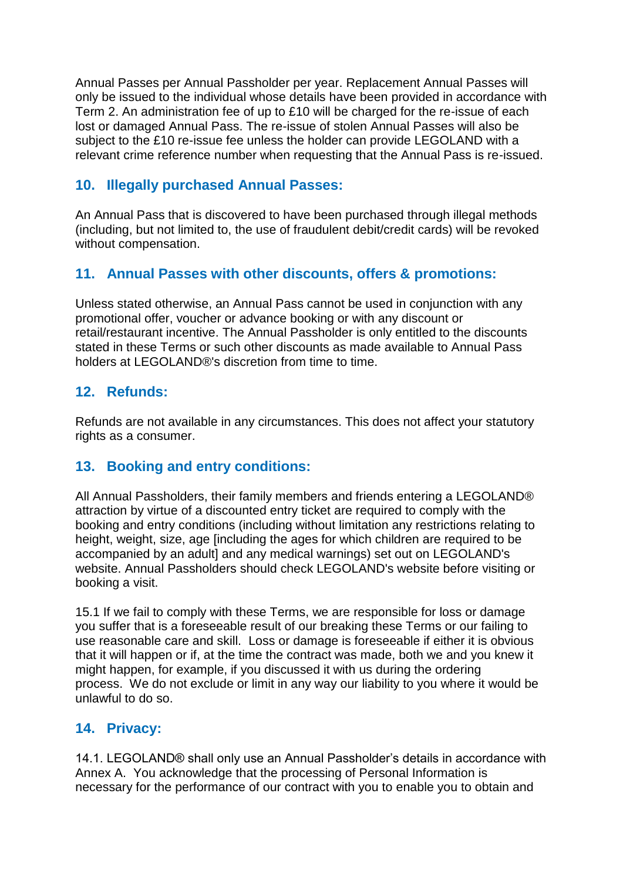Annual Passes per Annual Passholder per year. Replacement Annual Passes will only be issued to the individual whose details have been provided in accordance with Term 2. An administration fee of up to £10 will be charged for the re-issue of each lost or damaged Annual Pass. The re-issue of stolen Annual Passes will also be subject to the £10 re-issue fee unless the holder can provide LEGOLAND with a relevant crime reference number when requesting that the Annual Pass is re-issued.

## 10. Illegally purchased Annual Passes:

An Annual Pass that is discovered to have been purchased through illegal methods (including, but not limited to, the use of fraudulent debit/credit cards) will be revoked without compensation.

## 11. Annual Passes with other discounts, offers & promotions:

Unless stated otherwise, an Annual Pass cannot be used in conjunction with any promotional offer, voucher or advance booking or with any discount or retail/restaurant incentive. The Annual Passholder is only entitled to the discounts stated in these Terms or such other discounts as made available to Annual Pass holders at LEGOLAND®'s discretion from time to time.

## 12. Refunds:

Refunds are not available in any circumstances. This does not affect your statutory rights as a consumer.

## 13. Booking and entry conditions:

All Annual Passholders, their family members and friends entering a LEGOLAND® attraction by virtue of a discounted entry ticket are required to comply with the booking and entry conditions (including without limitation any restrictions relating to height, weight, size, age [including the ages for which children are required to be accompanied by an adult] and any medical warnings) set out on LEGOLAND's website. Annual Passholders should check LEGOLAND's website before visiting or booking a visit.

15.1 If we fail to comply with these Terms, we are responsible for loss or damage you suffer that is a foreseeable result of our breaking these Terms or our failing to use reasonable care and skill. Loss or damage is foreseeable if either it is obvious that it will happen or if, at the time the contract was made, both we and you knew it might happen, for example, if you discussed it with us during the ordering process. We do not exclude or limit in any way our liability to you where it would be unlawful to do so.

## 14. Privacy:

14.1. LEGOLAND® shall only use an Annual Passholder's details in accordance with Annex A. You acknowledge that the processing of Personal Information is necessary for the performance of our contract with you to enable you to obtain and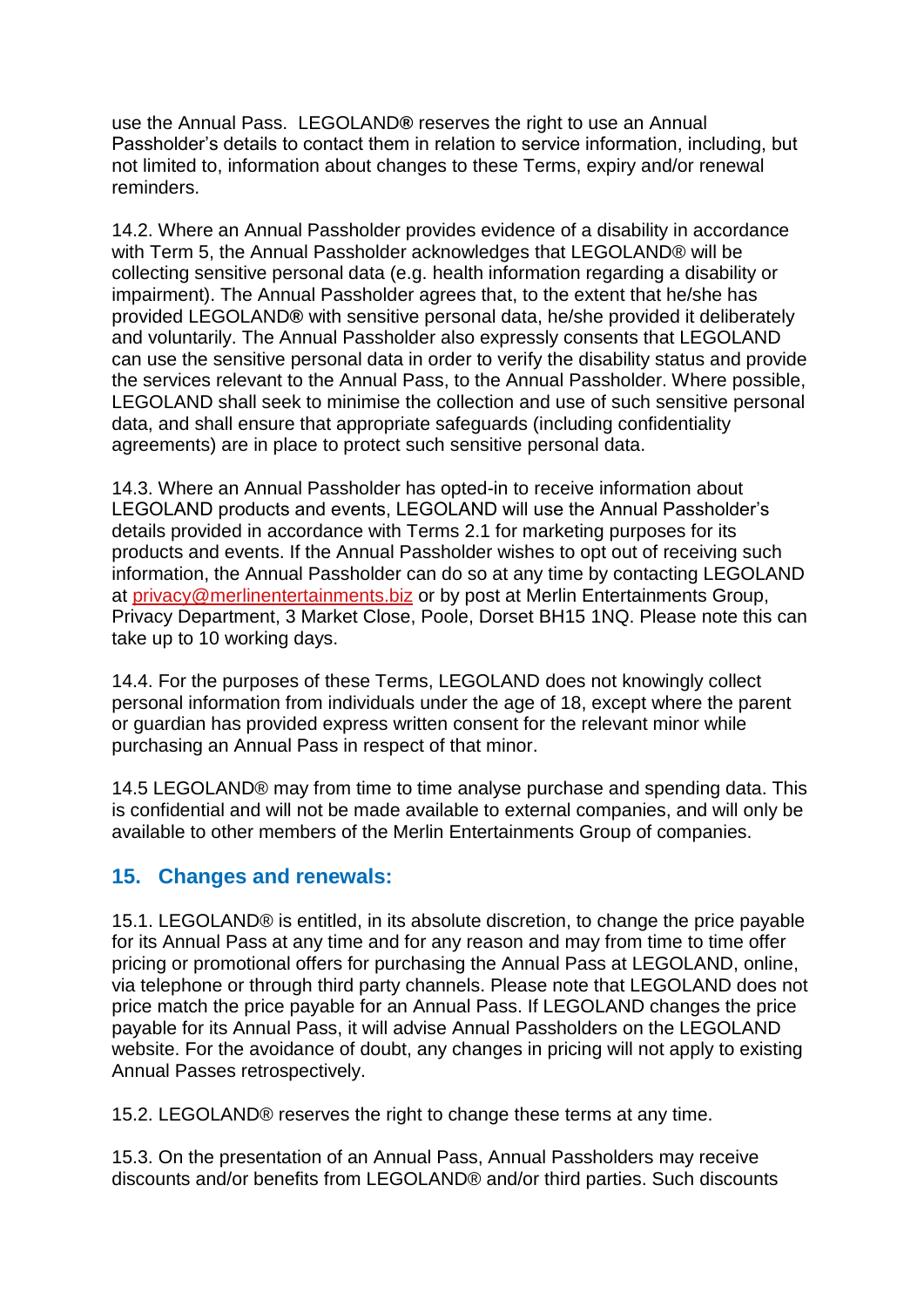use the Annual Pass. LEGOLAND**®** reserves the right to use an Annual Passholder's details to contact them in relation to service information, including, but not limited to, information about changes to these Terms, expiry and/or renewal reminders.

14.2. Where an Annual Passholder provides evidence of a disability in accordance with Term 5, the Annual Passholder acknowledges that LEGOLAND® will be collecting sensitive personal data (e.g. health information regarding a disability or impairment). The Annual Passholder agrees that, to the extent that he/she has provided LEGOLAND**®** with sensitive personal data, he/she provided it deliberately and voluntarily. The Annual Passholder also expressly consents that LEGOLAND can use the sensitive personal data in order to verify the disability status and provide the services relevant to the Annual Pass, to the Annual Passholder. Where possible, LEGOLAND shall seek to minimise the collection and use of such sensitive personal data, and shall ensure that appropriate safeguards (including confidentiality agreements) are in place to protect such sensitive personal data.

14.3. Where an Annual Passholder has opted-in to receive information about LEGOLAND products and events, LEGOLAND will use the Annual Passholder's details provided in accordance with Terms 2.1 for marketing purposes for its products and events. If the Annual Passholder wishes to opt out of receiving such information, the Annual Passholder can do so at any time by contacting LEGOLAND at privacy@merlinentertainments.biz or by post at Merlin Entertainments Group, Privacy Department, 3 Market Close, Poole, Dorset BH15 1NQ. Please note this can take up to 10 working days.

14.4. For the purposes of these Terms, LEGOLAND does not knowingly collect personal information from individuals under the age of 18, except where the parent or guardian has provided express written consent for the relevant minor while purchasing an Annual Pass in respect of that minor.

14.5 LEGOLAND® may from time to time analyse purchase and spending data. This is confidential and will not be made available to external companies, and will only be available to other members of the Merlin Entertainments Group of companies.

## 15. Changes and renewals:

15.1. LEGOLAND® is entitled, in its absolute discretion, to change the price payable for its Annual Pass at any time and for any reason and may from time to time offer pricing or promotional offers for purchasing the Annual Pass at LEGOLAND, online, via telephone or through third party channels. Please note that LEGOLAND does not price match the price payable for an Annual Pass. If LEGOLAND changes the price payable for its Annual Pass, it will advise Annual Passholders on the LEGOLAND website. For the avoidance of doubt, any changes in pricing will not apply to existing Annual Passes retrospectively.

15.2. LEGOLAND® reserves the right to change these terms at any time.

15.3. On the presentation of an Annual Pass, Annual Passholders may receive discounts and/or benefits from LEGOLAND® and/or third parties. Such discounts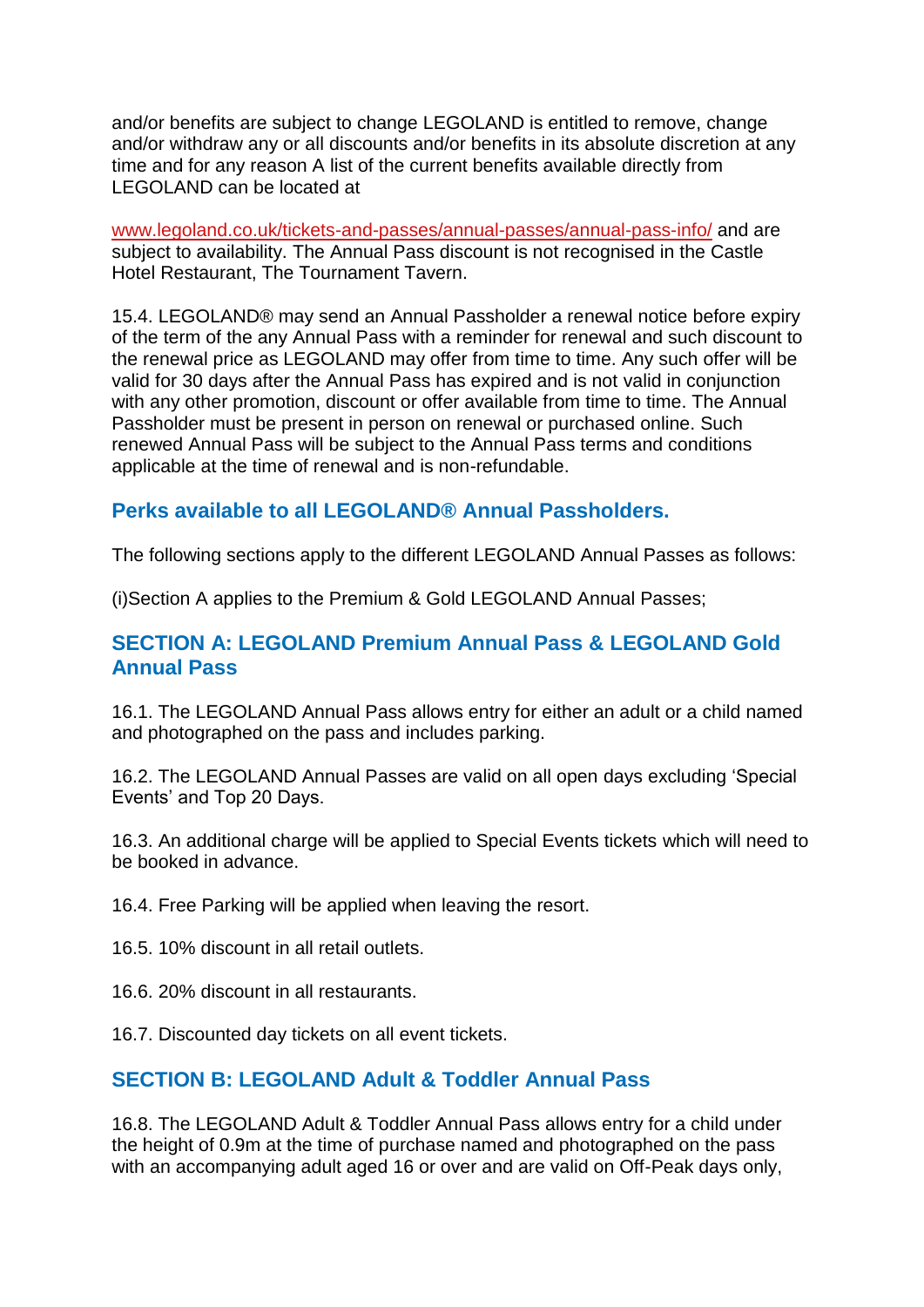and/or benefits are subject to change LEGOLAND is entitled to remove, change and/or withdraw any or all discounts and/or benefits in its absolute discretion at any time and for any reason A list of the current benefits available directly from LEGOLAND can be located at

www.legoland.co.uk/tickets-and-passes/annual-passes/annual-pass-info/ and are subject to availability. The Annual Pass discount is not recognised in the Castle Hotel Restaurant, The Tournament Tavern.

15.4. LEGOLAND® may send an Annual Passholder a renewal notice before expiry of the term of the any Annual Pass with a reminder for renewal and such discount to the renewal price as LEGOLAND may offer from time to time. Any such offer will be valid for 30 days after the Annual Pass has expired and is not valid in conjunction with any other promotion, discount or offer available from time to time. The Annual Passholder must be present in person on renewal or purchased online. Such renewed Annual Pass will be subject to the Annual Pass terms and conditions applicable at the time of renewal and is non-refundable.

## Perks available to all LEGOLAND® Annual Passholders.

The following sections apply to the different LEGOLAND Annual Passes as follows:

(i)Section A applies to the Premium & Gold LEGOLAND Annual Passes;

## SECTION A: LEGOLAND Premium Annual Pass & LEGOLAND Gold Annual Pass

16.1. The LEGOLAND Annual Pass allows entry for either an adult or a child named and photographed on the pass and includes parking.

16.2. The LEGOLAND Annual Passes are valid on all open days excluding 'Special Events' and Top 20 Days.

16.3. An additional charge will be applied to Special Events tickets which will need to be booked in advance.

16.4. Free Parking will be applied when leaving the resort.

16.5. 10% discount in all retail outlets.

16.6. 20% discount in all restaurants.

16.7. Discounted day tickets on all event tickets.

## SECTION B: LEGOLAND Adult & Toddler Annual Pass

16.8. The LEGOLAND Adult & Toddler Annual Pass allows entry for a child under the height of 0.9m at the time of purchase named and photographed on the pass with an accompanying adult aged 16 or over and are valid on Off-Peak days only,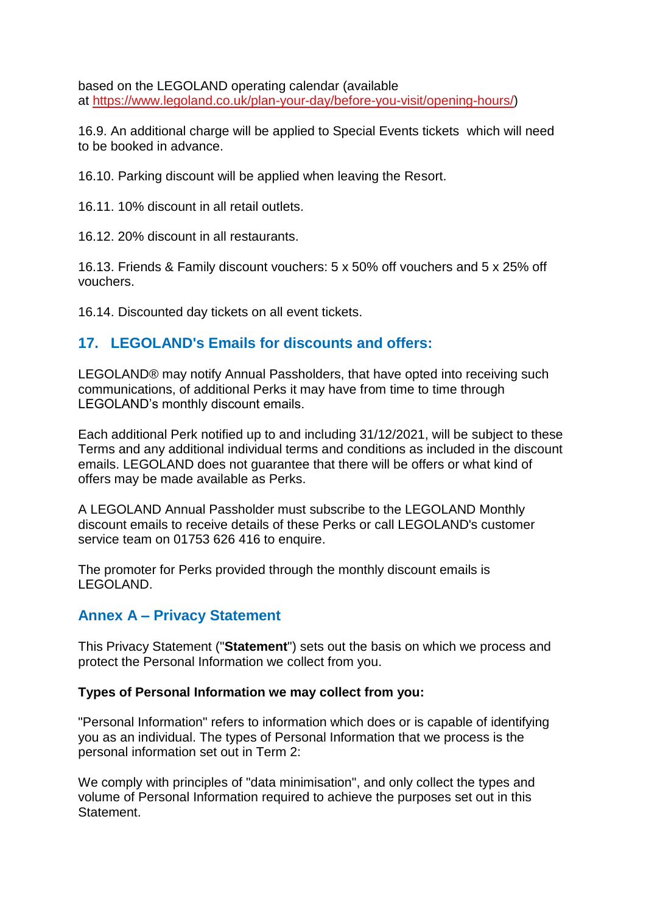based on the LEGOLAND operating calendar (available at [https://www.legoland.co.uk/plan-your-day/before-you-visit/opening-hours/](https://www.legoland.co.uk/plan-your-day/before-you-visit/opening-hours/))

16.9. An additional charge will be applied to Special Events tickets which will need to be booked in advance.

16.10. Parking discount will be applied when leaving the Resort.

16.11. 10% discount in all retail outlets.

16.12. 20% discount in all restaurants.

16.13. Friends & Family discount vouchers: 5 x 50% off vouchers and 5 x 25% off vouchers.

16.14. Discounted day tickets on all event tickets.

## 17. LEGOLAND's Emails for discounts and offers:

LEGOLAND® may notify Annual Passholders, that have opted into receiving such communications, of additional Perks it may have from time to time through LEGOLAND's monthly discount emails.

Each additional Perk notified up to and including 31/12/2021, will be subject to these Terms and any additional individual terms and conditions as included in the discount emails. LEGOLAND does not guarantee that there will be offers or what kind of offers may be made available as Perks.

A LEGOLAND Annual Passholder must subscribe to the LEGOLAND Monthly discount emails to receive details of these Perks or call LEGOLAND's customer service team on 01753 626 416 to enquire.

The promoter for Perks provided through the monthly discount emails is LEGOLAND.

## Annex A – Privacy Statement

This Privacy Statement ("**Statement**") sets out the basis on which we process and protect the Personal Information we collect from you.

**Types of Personal Information we may collect from you:**

"Personal Information" refers to information which does or is capable of identifying you as an individual. The types of Personal Information that we process is the personal information set out in Term 2:

We comply with principles of "data minimisation", and only collect the types and volume of Personal Information required to achieve the purposes set out in this Statement.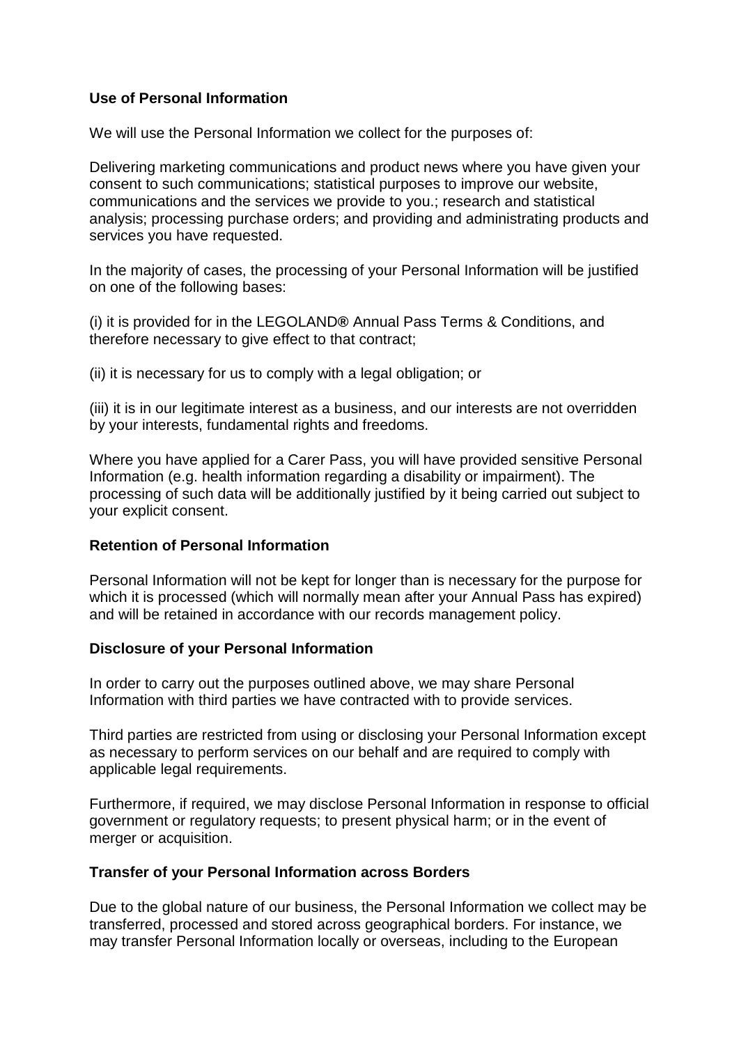**Use of Personal Information**

We will use the Personal Information we collect for the purposes of:

Delivering marketing communications and product news where you have given your consent to such communications; statistical purposes to improve our website, communications and the services we provide to you.; research and statistical analysis; processing purchase orders; and providing and administrating products and services you have requested.

In the majority of cases, the processing of your Personal Information will be justified on one of the following bases:

(i) it is provided for in the LEGOLAND**®** Annual Pass Terms & Conditions, and therefore necessary to give effect to that contract;

(ii) it is necessary for us to comply with a legal obligation; or

(iii) it is in our legitimate interest as a business, and our interests are not overridden by your interests, fundamental rights and freedoms.

Where you have applied for a Carer Pass, you will have provided sensitive Personal Information (e.g. health information regarding a disability or impairment). The processing of such data will be additionally justified by it being carried out subject to your explicit consent.

**Retention of Personal Information**

Personal Information will not be kept for longer than is necessary for the purpose for which it is processed (which will normally mean after your Annual Pass has expired) and will be retained in accordance with our records management policy.

**Disclosure of your Personal Information**

In order to carry out the purposes outlined above, we may share Personal Information with third parties we have contracted with to provide services.

Third parties are restricted from using or disclosing your Personal Information except as necessary to perform services on our behalf and are required to comply with applicable legal requirements.

Furthermore, if required, we may disclose Personal Information in response to official government or regulatory requests; to present physical harm; or in the event of merger or acquisition.

**Transfer of your Personal Information across Borders**

Due to the global nature of our business, the Personal Information we collect may be transferred, processed and stored across geographical borders. For instance, we may transfer Personal Information locally or overseas, including to the European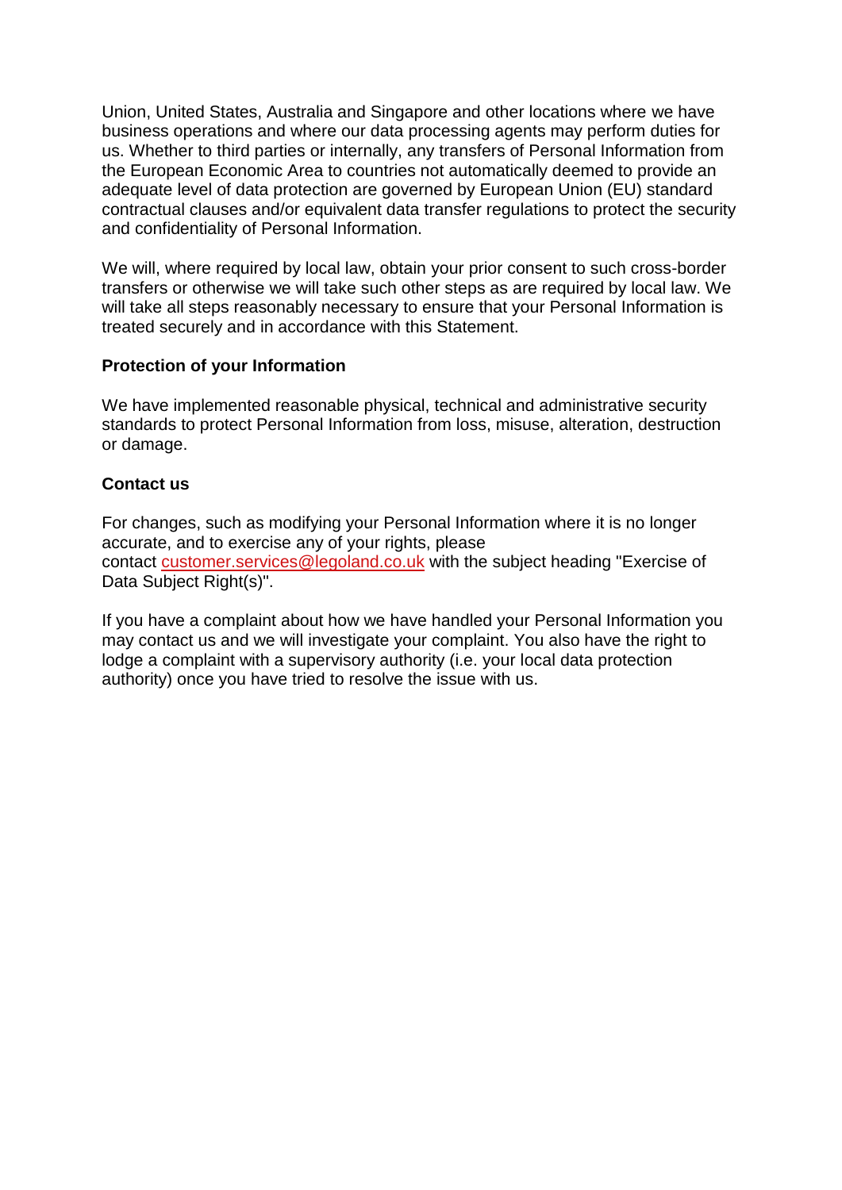Union, United States, Australia and Singapore and other locations where we have business operations and where our data processing agents may perform duties for us. Whether to third parties or internally, any transfers of Personal Information from the European Economic Area to countries not automatically deemed to provide an adequate level of data protection are governed by European Union (EU) standard contractual clauses and/or equivalent data transfer regulations to protect the security and confidentiality of Personal Information.

We will, where required by local law, obtain your prior consent to such cross-border transfers or otherwise we will take such other steps as are required by local law. We will take all steps reasonably necessary to ensure that your Personal Information is treated securely and in accordance with this Statement.

**Protection of your Information**

We have implemented reasonable physical, technical and administrative security standards to protect Personal Information from loss, misuse, alteration, destruction or damage.

**Contact us**

For changes, such as modifying your Personal Information where it is no longer accurate, and to exercise any of your rights, please contact customer.services@legoland.co.uk with the subject heading "Exercise of Data Subject Right(s)".

If you have a complaint about how we have handled your Personal Information you may contact us and we will investigate your complaint. You also have the right to lodge a complaint with a supervisory authority (i.e. your local data protection authority) once you have tried to resolve the issue with us.